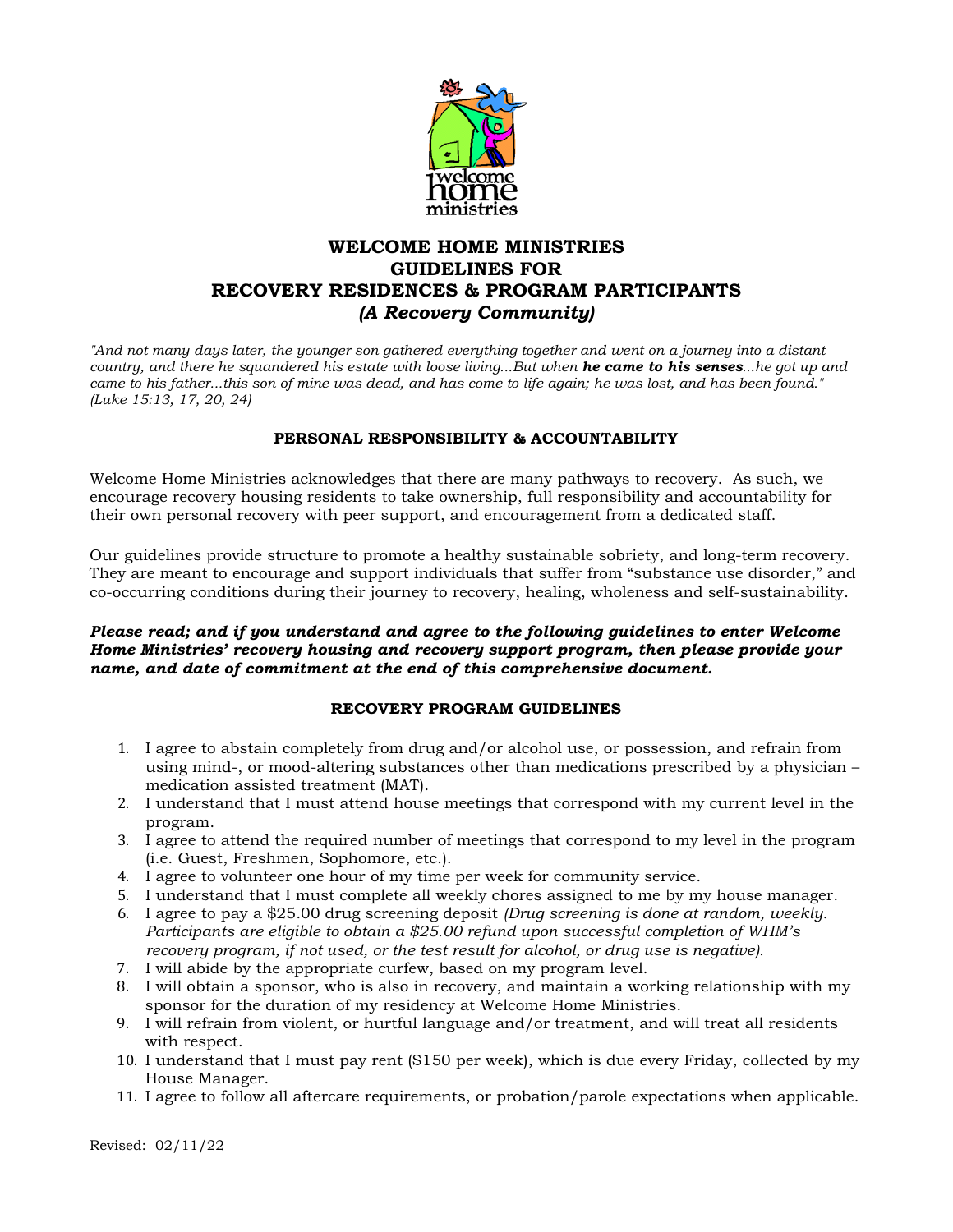welcome home ministries

# WELCOME HOME MINISTRIES
# GUIDELINES FOR
# RECOVERY RESIDENCES & PROGRAM PARTICIPANTS
## *(A Recovery Community)*

*"And not many days later, the younger son gathered everything together and went on a journey into a distant country, and there he squandered his estate with loose living...But when* ***he came to his senses****...he got up and came to his father...this son of mine was dead, and has come to life again; he was lost, and has been found." (Luke 15:13, 17, 20, 24)*

### PERSONAL RESPONSIBILITY & ACCOUNTABILITY

Welcome Home Ministries acknowledges that there are many pathways to recovery. As such, we encourage recovery housing residents to take ownership, full responsibility and accountability for their own personal recovery with peer support, and encouragement from a dedicated staff.

Our guidelines provide structure to promote a healthy sustainable sobriety, and long-term recovery. They are meant to encourage and support individuals that suffer from "substance use disorder," and co-occurring conditions during their journey to recovery, healing, wholeness and self-sustainability.

***Please read; and if you understand and agree to the following guidelines to enter Welcome Home Ministries' recovery housing and recovery support program, then please provide your name, and date of commitment at the end of this comprehensive document.***

### RECOVERY PROGRAM GUIDELINES

1. I agree to abstain completely from drug and/or alcohol use, or possession, and refrain from using mind-, or mood-altering substances other than medications prescribed by a physician – medication assisted treatment (MAT).
2. I understand that I must attend house meetings that correspond with my current level in the program.
3. I agree to attend the required number of meetings that correspond to my level in the program (i.e. Guest, Freshmen, Sophomore, etc.).
4. I agree to volunteer one hour of my time per week for community service.
5. I understand that I must complete all weekly chores assigned to me by my house manager.
6. I agree to pay a $25.00 drug screening deposit *(Drug screening is done at random, weekly. Participants are eligible to obtain a $25.00 refund upon successful completion of WHM's recovery program, if not used, or the test result for alcohol, or drug use is negative).*
7. I will abide by the appropriate curfew, based on my program level.
8. I will obtain a sponsor, who is also in recovery, and maintain a working relationship with my sponsor for the duration of my residency at Welcome Home Ministries.
9. I will refrain from violent, or hurtful language and/or treatment, and will treat all residents with respect.
10. I understand that I must pay rent ($150 per week), which is due every Friday, collected by my House Manager.
11. I agree to follow all aftercare requirements, or probation/parole expectations when applicable.

Revised: 02/11/22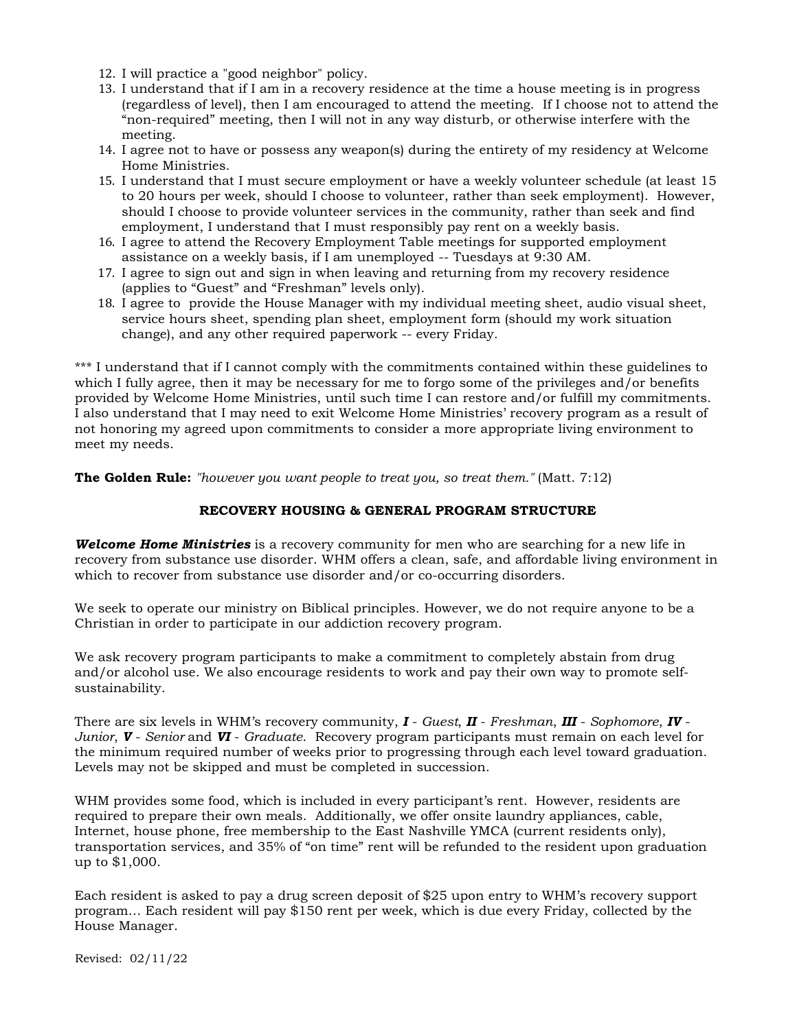12. I will practice a "good neighbor" policy.
13. I understand that if I am in a recovery residence at the time a house meeting is in progress (regardless of level), then I am encouraged to attend the meeting. If I choose not to attend the "non-required" meeting, then I will not in any way disturb, or otherwise interfere with the meeting.
14. I agree not to have or possess any weapon(s) during the entirety of my residency at Welcome Home Ministries.
15. I understand that I must secure employment or have a weekly volunteer schedule (at least 15 to 20 hours per week, should I choose to volunteer, rather than seek employment). However, should I choose to provide volunteer services in the community, rather than seek and find employment, I understand that I must responsibly pay rent on a weekly basis.
16. I agree to attend the Recovery Employment Table meetings for supported employment assistance on a weekly basis, if I am unemployed -- Tuesdays at 9:30 AM.
17. I agree to sign out and sign in when leaving and returning from my recovery residence (applies to "Guest" and "Freshman" levels only).
18. I agree to provide the House Manager with my individual meeting sheet, audio visual sheet, service hours sheet, spending plan sheet, employment form (should my work situation change), and any other required paperwork -- every Friday.

*** I understand that if I cannot comply with the commitments contained within these guidelines to which I fully agree, then it may be necessary for me to forgo some of the privileges and/or benefits provided by Welcome Home Ministries, until such time I can restore and/or fulfill my commitments. I also understand that I may need to exit Welcome Home Ministries' recovery program as a result of not honoring my agreed upon commitments to consider a more appropriate living environment to meet my needs.

**The Golden Rule:** *"however you want people to treat you, so treat them."* (Matt. 7:12)

## RECOVERY HOUSING & GENERAL PROGRAM STRUCTURE

***Welcome Home Ministries*** is a recovery community for men who are searching for a new life in recovery from substance use disorder. WHM offers a clean, safe, and affordable living environment in which to recover from substance use disorder and/or co-occurring disorders.

We seek to operate our ministry on Biblical principles. However, we do not require anyone to be a Christian in order to participate in our addiction recovery program.

We ask recovery program participants to make a commitment to completely abstain from drug and/or alcohol use. We also encourage residents to work and pay their own way to promote self-sustainability.

There are six levels in WHM's recovery community, ***I*** - *Guest*, ***II*** - *Freshman*, ***III*** - *Sophomore*, ***IV*** - *Junior*, ***V*** - *Senior* and ***VI*** - *Graduate*. Recovery program participants must remain on each level for the minimum required number of weeks prior to progressing through each level toward graduation. Levels may not be skipped and must be completed in succession.

WHM provides some food, which is included in every participant's rent. However, residents are required to prepare their own meals. Additionally, we offer onsite laundry appliances, cable, Internet, house phone, free membership to the East Nashville YMCA (current residents only), transportation services, and 35% of "on time" rent will be refunded to the resident upon graduation up to $1,000.

Each resident is asked to pay a drug screen deposit of $25 upon entry to WHM's recovery support program… Each resident will pay $150 rent per week, which is due every Friday, collected by the House Manager.

Revised: 02/11/22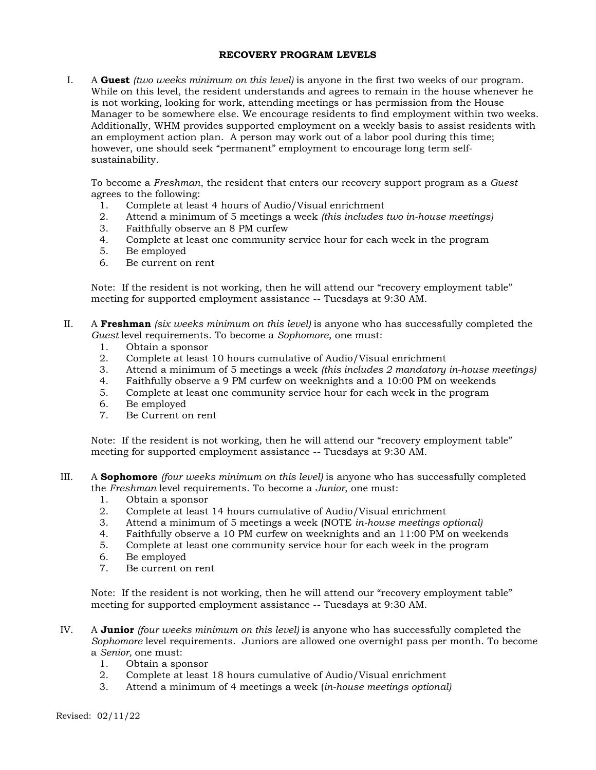# RECOVERY PROGRAM LEVELS

I. A **Guest** *(two weeks minimum on this level)* is anyone in the first two weeks of our program. While on this level, the resident understands and agrees to remain in the house whenever he is not working, looking for work, attending meetings or has permission from the House Manager to be somewhere else. We encourage residents to find employment within two weeks. Additionally, WHM provides supported employment on a weekly basis to assist residents with an employment action plan. A person may work out of a labor pool during this time; however, one should seek "permanent" employment to encourage long term self-sustainability.

   To become a *Freshman*, the resident that enters our recovery support program as a *Guest* agrees to the following:
   1. Complete at least 4 hours of Audio/Visual enrichment
   2. Attend a minimum of 5 meetings a week *(this includes two in-house meetings)*
   3. Faithfully observe an 8 PM curfew
   4. Complete at least one community service hour for each week in the program
   5. Be employed
   6. Be current on rent

   Note: If the resident is not working, then he will attend our "recovery employment table" meeting for supported employment assistance -- Tuesdays at 9:30 AM.

II. A **Freshman** *(six weeks minimum on this level)* is anyone who has successfully completed the *Guest* level requirements. To become a *Sophomore*, one must:
   1. Obtain a sponsor
   2. Complete at least 10 hours cumulative of Audio/Visual enrichment
   3. Attend a minimum of 5 meetings a week *(this includes 2 mandatory in-house meetings)*
   4. Faithfully observe a 9 PM curfew on weeknights and a 10:00 PM on weekends
   5. Complete at least one community service hour for each week in the program
   6. Be employed
   7. Be Current on rent

   Note: If the resident is not working, then he will attend our "recovery employment table" meeting for supported employment assistance -- Tuesdays at 9:30 AM.

III. A **Sophomore** *(four weeks minimum on this level)* is anyone who has successfully completed the *Freshman* level requirements. To become a *Junior*, one must:
   1. Obtain a sponsor
   2. Complete at least 14 hours cumulative of Audio/Visual enrichment
   3. Attend a minimum of 5 meetings a week (NOTE *in-house meetings optional)*
   4. Faithfully observe a 10 PM curfew on weeknights and an 11:00 PM on weekends
   5. Complete at least one community service hour for each week in the program
   6. Be employed
   7. Be current on rent

   Note: If the resident is not working, then he will attend our "recovery employment table" meeting for supported employment assistance -- Tuesdays at 9:30 AM.

IV. A **Junior** *(four weeks minimum on this level)* is anyone who has successfully completed the *Sophomore* level requirements. Juniors are allowed one overnight pass per month. To become a *Senior,* one must:
   1. Obtain a sponsor
   2. Complete at least 18 hours cumulative of Audio/Visual enrichment
   3. Attend a minimum of 4 meetings a week (*in-house meetings optional)*

Revised: 02/11/22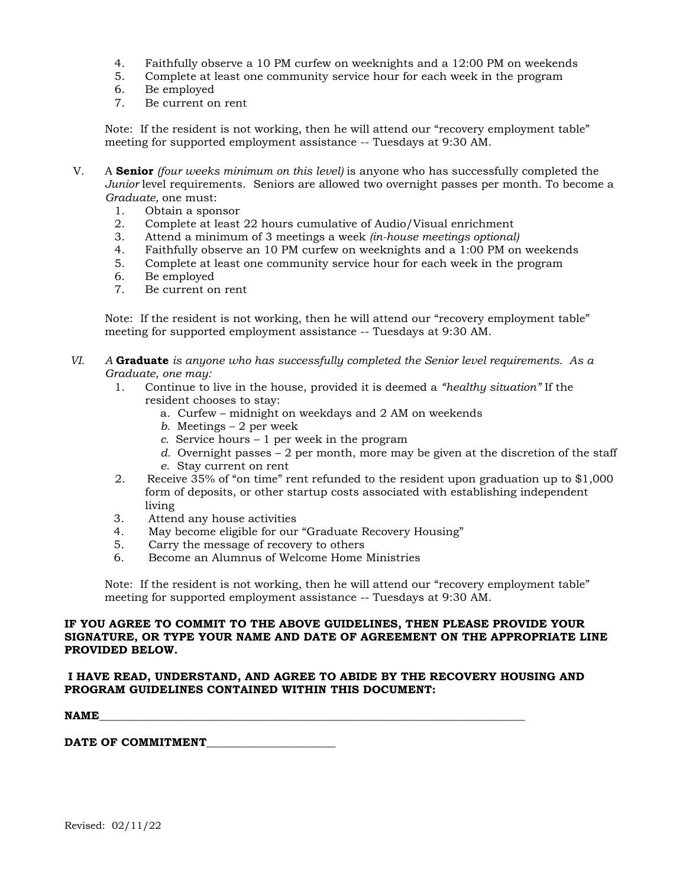4. Faithfully observe a 10 PM curfew on weeknights and a 12:00 PM on weekends
5. Complete at least one community service hour for each week in the program
6. Be employed
7. Be current on rent

Note: If the resident is not working, then he will attend our "recovery employment table" meeting for supported employment assistance -- Tuesdays at 9:30 AM.

V. A **Senior** *(four weeks minimum on this level)* is anyone who has successfully completed the *Junior* level requirements. Seniors are allowed two overnight passes per month. To become a *Graduate,* one must:

1. Obtain a sponsor
2. Complete at least 22 hours cumulative of Audio/Visual enrichment
3. Attend a minimum of 3 meetings a week *(in-house meetings optional)*
4. Faithfully observe an 10 PM curfew on weeknights and a 1:00 PM on weekends
5. Complete at least one community service hour for each week in the program
6. Be employed
7. Be current on rent

Note: If the resident is not working, then he will attend our "recovery employment table" meeting for supported employment assistance -- Tuesdays at 9:30 AM.

*VI. A* **Graduate** *is anyone who has successfully completed the Senior level requirements. As a Graduate, one may:*

1. Continue to live in the house, provided it is deemed a *"healthy situation"* If the resident chooses to stay:
   a. Curfew – midnight on weekdays and 2 AM on weekends
   *b.* Meetings – 2 per week
   *c.* Service hours – 1 per week in the program
   *d.* Overnight passes – 2 per month, more may be given at the discretion of the staff
   *e.* Stay current on rent
2. Receive 35% of "on time" rent refunded to the resident upon graduation up to $1,000 form of deposits, or other startup costs associated with establishing independent living
3. Attend any house activities
4. May become eligible for our "Graduate Recovery Housing"
5. Carry the message of recovery to others
6. Become an Alumnus of Welcome Home Ministries

Note: If the resident is not working, then he will attend our "recovery employment table" meeting for supported employment assistance -- Tuesdays at 9:30 AM.

**IF YOU AGREE TO COMMIT TO THE ABOVE GUIDELINES, THEN PLEASE PROVIDE YOUR SIGNATURE, OR TYPE YOUR NAME AND DATE OF AGREEMENT ON THE APPROPRIATE LINE PROVIDED BELOW.**

**I HAVE READ, UNDERSTAND, AND AGREE TO ABIDE BY THE RECOVERY HOUSING AND PROGRAM GUIDELINES CONTAINED WITHIN THIS DOCUMENT:**

**NAME**________________________________________________________________________

**DATE OF COMMITMENT**______________________

Revised: 02/11/22